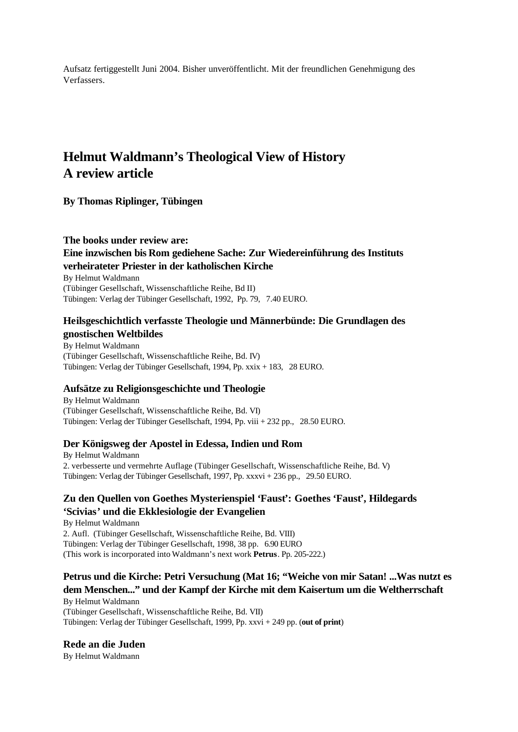Aufsatz fertiggestellt Juni 2004. Bisher unveröffentlicht. Mit der freundlichen Genehmigung des Verfassers.

# Helmut Waldmann's Theological View of History
# A review article

**By Thomas Riplinger, Tübingen**

**The books under review are:**

**Eine inzwischen bis Rom gediehene Sache: Zur Wiedereinführung des Instituts verheirateter Priester in der katholischen Kirche**
By Helmut Waldmann
(Tübinger Gesellschaft, Wissenschaftliche Reihe, Bd II)
Tübingen: Verlag der Tübinger Gesellschaft, 1992, Pp. 79, 7.40 EURO.

**Heilsgeschichtlich verfasste Theologie und Männerbünde: Die Grundlagen des gnostischen Weltbildes**
By Helmut Waldmann
(Tübinger Gesellschaft, Wissenschaftliche Reihe, Bd. IV)
Tübingen: Verlag der Tübinger Gesellschaft, 1994, Pp. xxix + 183, 28 EURO.

**Aufsätze zu Religionsgeschichte und Theologie**
By Helmut Waldmann
(Tübinger Gesellschaft, Wissenschaftliche Reihe, Bd. VI)
Tübingen: Verlag der Tübinger Gesellschaft, 1994, Pp. viii + 232 pp., 28.50 EURO.

**Der Königsweg der Apostel in Edessa, Indien und Rom**
By Helmut Waldmann
2. verbesserte und vermehrte Auflage (Tübinger Gesellschaft, Wissenschaftliche Reihe, Bd. V)
Tübingen: Verlag der Tübinger Gesellschaft, 1997, Pp. xxxvi + 236 pp., 29.50 EURO.

**Zu den Quellen von Goethes Mysterienspiel 'Faust': Goethes 'Faust', Hildegards 'Scivias' und die Ekklesiologie der Evangelien**
By Helmut Waldmann
2. Aufl. (Tübinger Gesellschaft, Wissenschaftliche Reihe, Bd. VIII)
Tübingen: Verlag der Tübinger Gesellschaft, 1998, 38 pp. 6.90 EURO
(This work is incorporated into Waldmann's next work **Petrus**. Pp. 205-222.)

**Petrus und die Kirche: Petri Versuchung (Mat 16; "Weiche von mir Satan! ...Was nutzt es dem Menschen..." und der Kampf der Kirche mit dem Kaisertum um die Weltherrschaft**
By Helmut Waldmann
(Tübinger Gesellschaft, Wissenschaftliche Reihe, Bd. VII)
Tübingen: Verlag der Tübinger Gesellschaft, 1999, Pp. xxvi + 249 pp. (**out of print**)

**Rede an die Juden**
By Helmut Waldmann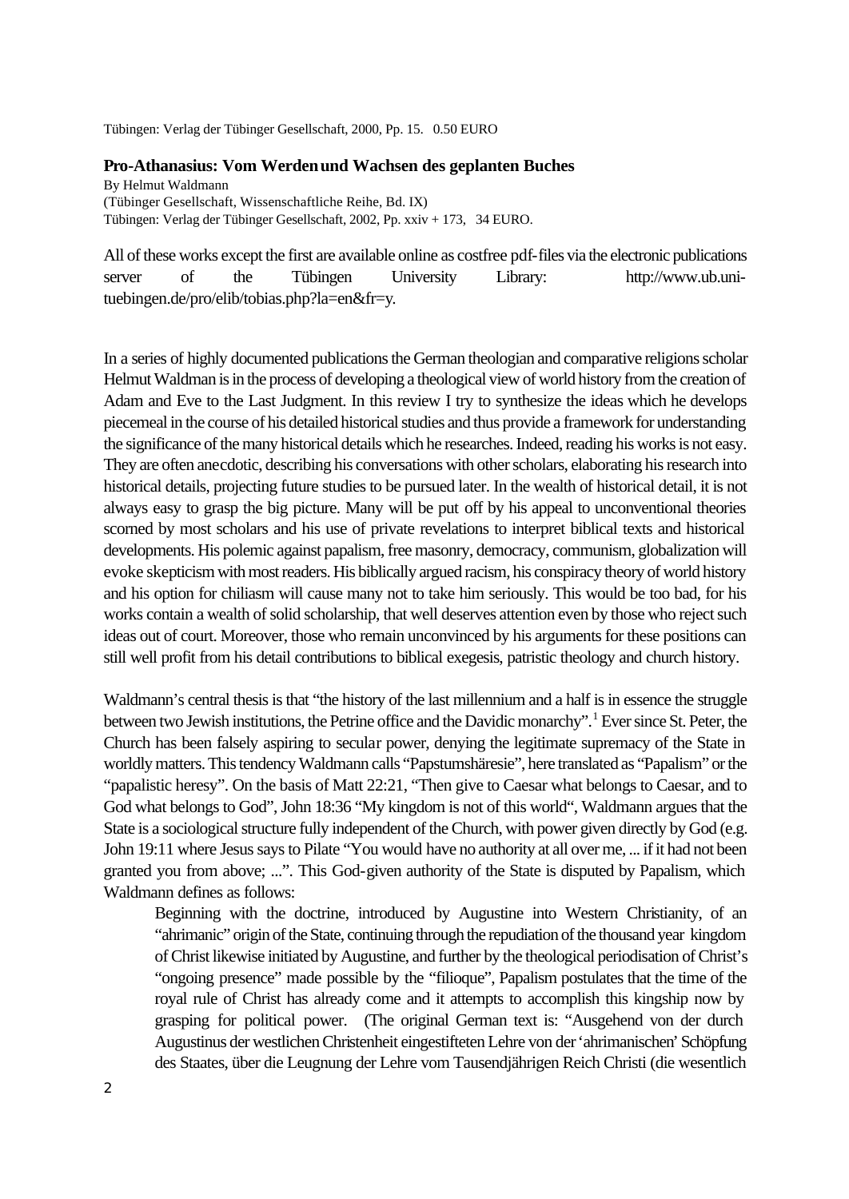Tübingen: Verlag der Tübinger Gesellschaft, 2000, Pp. 15. 0.50 EURO

**Pro-Athanasius: Vom Werden und Wachsen des geplanten Buches**
By Helmut Waldmann
(Tübinger Gesellschaft, Wissenschaftliche Reihe, Bd. IX)
Tübingen: Verlag der Tübinger Gesellschaft, 2002, Pp. xxiv + 173, 34 EURO.

All of these works except the first are available online as costfree pdf-files via the electronic publications server of the Tübingen University Library: http://www.ub.uni-tuebingen.de/pro/elib/tobias.php?la=en&fr=y.

In a series of highly documented publications the German theologian and comparative religions scholar Helmut Waldman is in the process of developing a theological view of world history from the creation of Adam and Eve to the Last Judgment. In this review I try to synthesize the ideas which he develops piecemeal in the course of his detailed historical studies and thus provide a framework for understanding the significance of the many historical details which he researches. Indeed, reading his works is not easy. They are often anecdotic, describing his conversations with other scholars, elaborating his research into historical details, projecting future studies to be pursued later. In the wealth of historical detail, it is not always easy to grasp the big picture. Many will be put off by his appeal to unconventional theories scorned by most scholars and his use of private revelations to interpret biblical texts and historical developments. His polemic against papalism, free masonry, democracy, communism, globalization will evoke skepticism with most readers. His biblically argued racism, his conspiracy theory of world history and his option for chiliasm will cause many not to take him seriously. This would be too bad, for his works contain a wealth of solid scholarship, that well deserves attention even by those who reject such ideas out of court. Moreover, those who remain unconvinced by his arguments for these positions can still well profit from his detail contributions to biblical exegesis, patristic theology and church history.

Waldmann's central thesis is that "the history of the last millennium and a half is in essence the struggle between two Jewish institutions, the Petrine office and the Davidic monarchy".[1] Ever since St. Peter, the Church has been falsely aspiring to secular power, denying the legitimate supremacy of the State in worldly matters. This tendency Waldmann calls "Papstumshäresie", here translated as "Papalism" or the "papalistic heresy". On the basis of Matt 22:21, "Then give to Caesar what belongs to Caesar, and to God what belongs to God", John 18:36 "My kingdom is not of this world", Waldmann argues that the State is a sociological structure fully independent of the Church, with power given directly by God (e.g. John 19:11 where Jesus says to Pilate "You would have no authority at all over me, ... if it had not been granted you from above; ...". This God-given authority of the State is disputed by Papalism, which Waldmann defines as follows:

> Beginning with the doctrine, introduced by Augustine into Western Christianity, of an "ahrimanic" origin of the State, continuing through the repudiation of the thousand year kingdom of Christ likewise initiated by Augustine, and further by the theological periodisation of Christ's "ongoing presence" made possible by the "filioque", Papalism postulates that the time of the royal rule of Christ has already come and it attempts to accomplish this kingship now by grasping for political power. (The original German text is: "Ausgehend von der durch Augustinus der westlichen Christenheit eingestifteten Lehre von der 'ahrimanischen' Schöpfung des Staates, über die Leugnung der Lehre vom Tausendjährigen Reich Christi (die wesentlich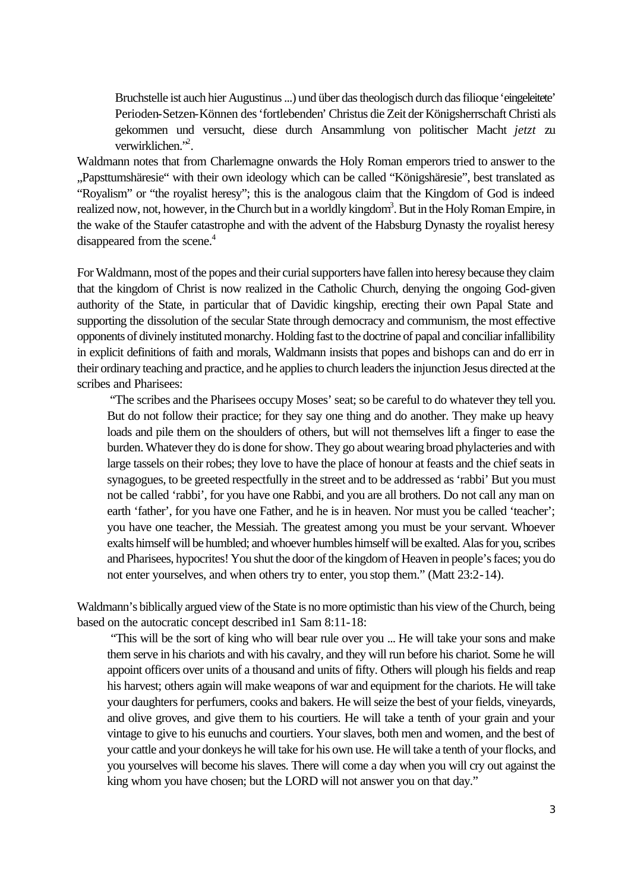> Bruchstelle ist auch hier Augustinus ...) und über das theologisch durch das filioque 'eingeleitete' Perioden-Setzen-Können des 'fortlebenden' Christus die Zeit der Königsherrschaft Christi als gekommen und versucht, diese durch Ansammlung von politischer Macht *jetzt* zu verwirklichen."[2].

Waldmann notes that from Charlemagne onwards the Holy Roman emperors tried to answer to the „Papsttumshäresie" with their own ideology which can be called "Königshäresie", best translated as "Royalism" or "the royalist heresy"; this is the analogous claim that the Kingdom of God is indeed realized now, not, however, in the Church but in a worldly kingdom[3]. But in the Holy Roman Empire, in the wake of the Staufer catastrophe and with the advent of the Habsburg Dynasty the royalist heresy disappeared from the scene.[4]

For Waldmann, most of the popes and their curial supporters have fallen into heresy because they claim that the kingdom of Christ is now realized in the Catholic Church, denying the ongoing God-given authority of the State, in particular that of Davidic kingship, erecting their own Papal State and supporting the dissolution of the secular State through democracy and communism, the most effective opponents of divinely instituted monarchy. Holding fast to the doctrine of papal and conciliar infallibility in explicit definitions of faith and morals, Waldmann insists that popes and bishops can and do err in their ordinary teaching and practice, and he applies to church leaders the injunction Jesus directed at the scribes and Pharisees:

> "The scribes and the Pharisees occupy Moses' seat; so be careful to do whatever they tell you. But do not follow their practice; for they say one thing and do another. They make up heavy loads and pile them on the shoulders of others, but will not themselves lift a finger to ease the burden. Whatever they do is done for show. They go about wearing broad phylacteries and with large tassels on their robes; they love to have the place of honour at feasts and the chief seats in synagogues, to be greeted respectfully in the street and to be addressed as 'rabbi' But you must not be called 'rabbi', for you have one Rabbi, and you are all brothers. Do not call any man on earth 'father', for you have one Father, and he is in heaven. Nor must you be called 'teacher'; you have one teacher, the Messiah. The greatest among you must be your servant. Whoever exalts himself will be humbled; and whoever humbles himself will be exalted. Alas for you, scribes and Pharisees, hypocrites! You shut the door of the kingdom of Heaven in people's faces; you do not enter yourselves, and when others try to enter, you stop them." (Matt 23:2-14).

Waldmann's biblically argued view of the State is no more optimistic than his view of the Church, being based on the autocratic concept described in1 Sam 8:11-18:

> "This will be the sort of king who will bear rule over you ... He will take your sons and make them serve in his chariots and with his cavalry, and they will run before his chariot. Some he will appoint officers over units of a thousand and units of fifty. Others will plough his fields and reap his harvest; others again will make weapons of war and equipment for the chariots. He will take your daughters for perfumers, cooks and bakers. He will seize the best of your fields, vineyards, and olive groves, and give them to his courtiers. He will take a tenth of your grain and your vintage to give to his eunuchs and courtiers. Your slaves, both men and women, and the best of your cattle and your donkeys he will take for his own use. He will take a tenth of your flocks, and you yourselves will become his slaves. There will come a day when you will cry out against the king whom you have chosen; but the LORD will not answer you on that day."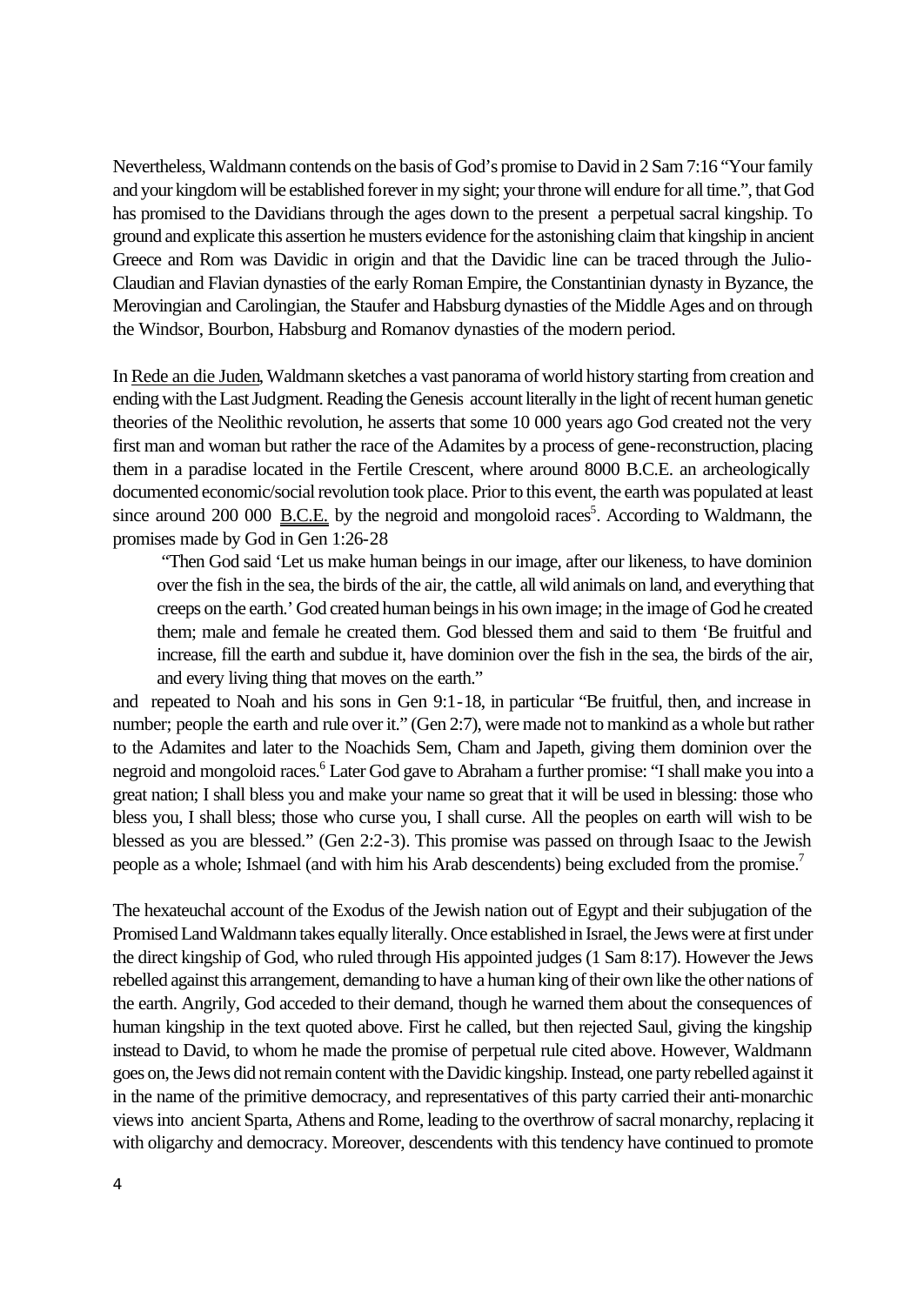Nevertheless, Waldmann contends on the basis of God's promise to David in 2 Sam 7:16 "Your family and your kingdom will be established forever in my sight; your throne will endure for all time.", that God has promised to the Davidians through the ages down to the present a perpetual sacral kingship. To ground and explicate this assertion he musters evidence for the astonishing claim that kingship in ancient Greece and Rom was Davidic in origin and that the Davidic line can be traced through the Julio-Claudian and Flavian dynasties of the early Roman Empire, the Constantinian dynasty in Byzance, the Merovingian and Carolingian, the Staufer and Habsburg dynasties of the Middle Ages and on through the Windsor, Bourbon, Habsburg and Romanov dynasties of the modern period.

In Rede an die Juden, Waldmann sketches a vast panorama of world history starting from creation and ending with the Last Judgment. Reading the Genesis account literally in the light of recent human genetic theories of the Neolithic revolution, he asserts that some 10 000 years ago God created not the very first man and woman but rather the race of the Adamites by a process of gene-reconstruction, placing them in a paradise located in the Fertile Crescent, where around 8000 B.C.E. an archeologically documented economic/social revolution took place. Prior to this event, the earth was populated at least since around 200 000 B.C.E. by the negroid and mongoloid races[5]. According to Waldmann, the promises made by God in Gen 1:26-28

> "Then God said 'Let us make human beings in our image, after our likeness, to have dominion over the fish in the sea, the birds of the air, the cattle, all wild animals on land, and everything that creeps on the earth.' God created human beings in his own image; in the image of God he created them; male and female he created them. God blessed them and said to them 'Be fruitful and increase, fill the earth and subdue it, have dominion over the fish in the sea, the birds of the air, and every living thing that moves on the earth."

and repeated to Noah and his sons in Gen 9:1-18, in particular "Be fruitful, then, and increase in number; people the earth and rule over it." (Gen 2:7), were made not to mankind as a whole but rather to the Adamites and later to the Noachids Sem, Cham and Japeth, giving them dominion over the negroid and mongoloid races.[6] Later God gave to Abraham a further promise: "I shall make you into a great nation; I shall bless you and make your name so great that it will be used in blessing: those who bless you, I shall bless; those who curse you, I shall curse. All the peoples on earth will wish to be blessed as you are blessed." (Gen 2:2-3). This promise was passed on through Isaac to the Jewish people as a whole; Ishmael (and with him his Arab descendents) being excluded from the promise.[7]

The hexateuchal account of the Exodus of the Jewish nation out of Egypt and their subjugation of the Promised Land Waldmann takes equally literally. Once established in Israel, the Jews were at first under the direct kingship of God, who ruled through His appointed judges (1 Sam 8:17). However the Jews rebelled against this arrangement, demanding to have a human king of their own like the other nations of the earth. Angrily, God acceded to their demand, though he warned them about the consequences of human kingship in the text quoted above. First he called, but then rejected Saul, giving the kingship instead to David, to whom he made the promise of perpetual rule cited above. However, Waldmann goes on, the Jews did not remain content with the Davidic kingship. Instead, one party rebelled against it in the name of the primitive democracy, and representatives of this party carried their anti-monarchic views into ancient Sparta, Athens and Rome, leading to the overthrow of sacral monarchy, replacing it with oligarchy and democracy. Moreover, descendents with this tendency have continued to promote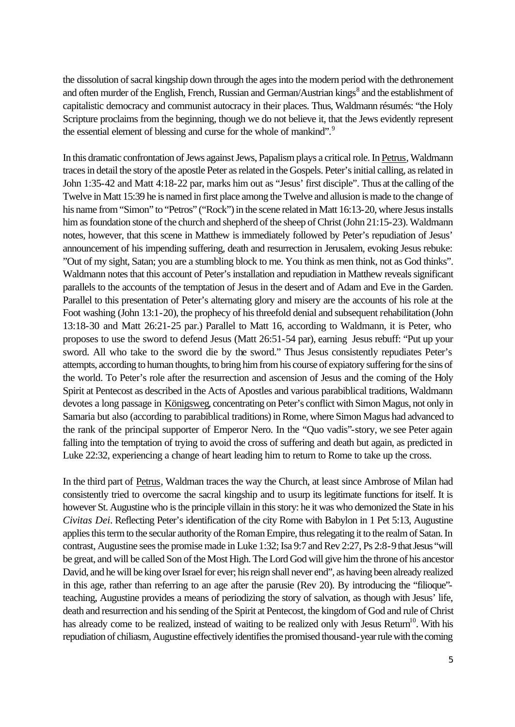the dissolution of sacral kingship down through the ages into the modern period with the dethronement and often murder of the English, French, Russian and German/Austrian kings[8] and the establishment of capitalistic democracy and communist autocracy in their places. Thus, Waldmann résumés: "the Holy Scripture proclaims from the beginning, though we do not believe it, that the Jews evidently represent the essential element of blessing and curse for the whole of mankind".[9]

In this dramatic confrontation of Jews against Jews, Papalism plays a critical role. In Petrus, Waldmann traces in detail the story of the apostle Peter as related in the Gospels. Peter's initial calling, as related in John 1:35-42 and Matt 4:18-22 par, marks him out as "Jesus' first disciple". Thus at the calling of the Twelve in Matt 15:39 he is named in first place among the Twelve and allusion is made to the change of his name from "Simon" to "Petros" ("Rock") in the scene related in Matt 16:13-20, where Jesus installs him as foundation stone of the church and shepherd of the sheep of Christ (John 21:15-23). Waldmann notes, however, that this scene in Matthew is immediately followed by Peter's repudiation of Jesus' announcement of his impending suffering, death and resurrection in Jerusalem, evoking Jesus rebuke: "Out of my sight, Satan; you are a stumbling block to me. You think as men think, not as God thinks". Waldmann notes that this account of Peter's installation and repudiation in Matthew reveals significant parallels to the accounts of the temptation of Jesus in the desert and of Adam and Eve in the Garden. Parallel to this presentation of Peter's alternating glory and misery are the accounts of his role at the Foot washing (John 13:1-20), the prophecy of his threefold denial and subsequent rehabilitation (John 13:18-30 and Matt 26:21-25 par.) Parallel to Matt 16, according to Waldmann, it is Peter, who proposes to use the sword to defend Jesus (Matt 26:51-54 par), earning Jesus rebuff: "Put up your sword. All who take to the sword die by the sword." Thus Jesus consistently repudiates Peter's attempts, according to human thoughts, to bring him from his course of expiatory suffering for the sins of the world. To Peter's role after the resurrection and ascension of Jesus and the coming of the Holy Spirit at Pentecost as described in the Acts of Apostles and various parabiblical traditions, Waldmann devotes a long passage in Königsweg, concentrating on Peter's conflict with Simon Magus, not only in Samaria but also (according to parabiblical traditions) in Rome, where Simon Magus had advanced to the rank of the principal supporter of Emperor Nero. In the "Quo vadis"-story, we see Peter again falling into the temptation of trying to avoid the cross of suffering and death but again, as predicted in Luke 22:32, experiencing a change of heart leading him to return to Rome to take up the cross.

In the third part of Petrus, Waldman traces the way the Church, at least since Ambrose of Milan had consistently tried to overcome the sacral kingship and to usurp its legitimate functions for itself. It is however St. Augustine who is the principle villain in this story: he it was who demonized the State in his *Civitas Dei*. Reflecting Peter's identification of the city Rome with Babylon in 1 Pet 5:13, Augustine applies this term to the secular authority of the Roman Empire, thus relegating it to the realm of Satan. In contrast, Augustine sees the promise made in Luke 1:32; Isa 9:7 and Rev 2:27, Ps 2:8-9 that Jesus "will be great, and will be called Son of the Most High. The Lord God will give him the throne of his ancestor David, and he will be king over Israel for ever; his reign shall never end", as having been already realized in this age, rather than referring to an age after the parusie (Rev 20). By introducing the "filioque"-teaching, Augustine provides a means of periodizing the story of salvation, as though with Jesus' life, death and resurrection and his sending of the Spirit at Pentecost, the kingdom of God and rule of Christ has already come to be realized, instead of waiting to be realized only with Jesus Return[10]. With his repudiation of chiliasm, Augustine effectively identifies the promised thousand-year rule with the coming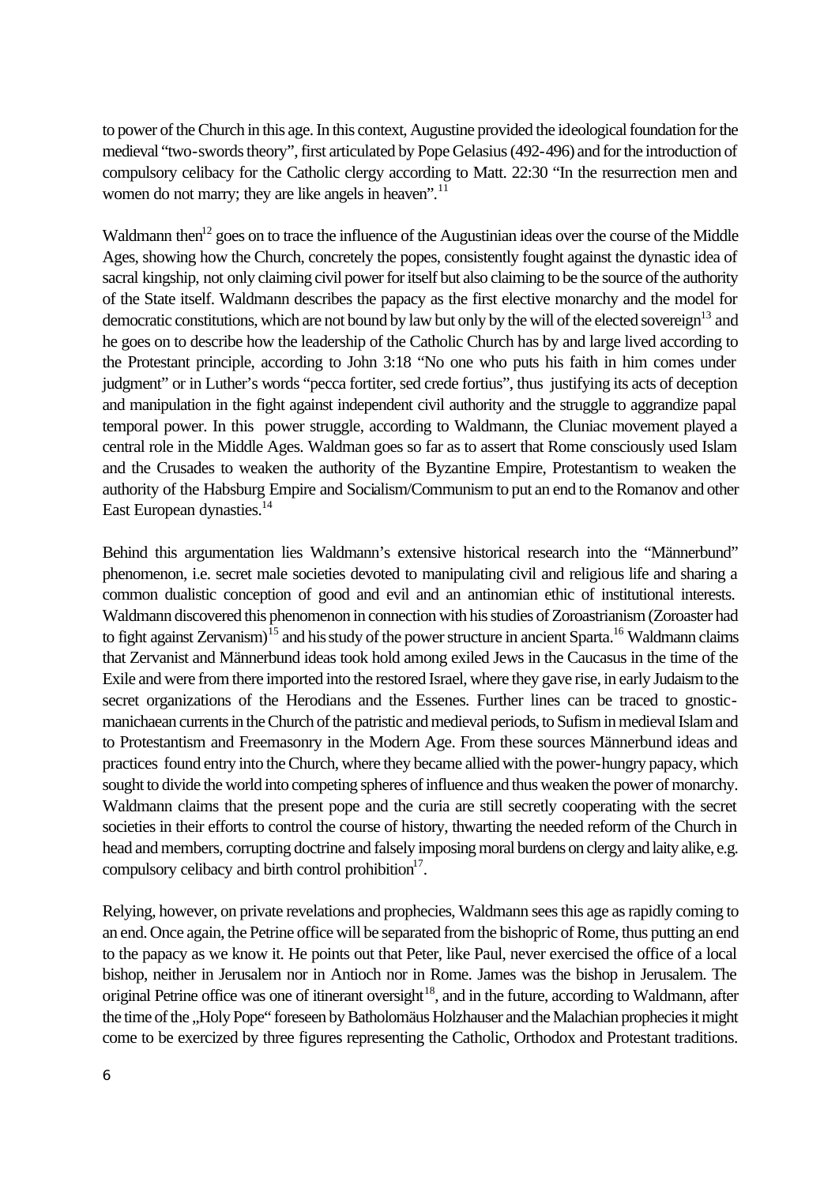to power of the Church in this age. In this context, Augustine provided the ideological foundation for the medieval "two-swords theory", first articulated by Pope Gelasius (492-496) and for the introduction of compulsory celibacy for the Catholic clergy according to Matt. 22:30 "In the resurrection men and women do not marry; they are like angels in heaven".[11]

Waldmann then[12] goes on to trace the influence of the Augustinian ideas over the course of the Middle Ages, showing how the Church, concretely the popes, consistently fought against the dynastic idea of sacral kingship, not only claiming civil power for itself but also claiming to be the source of the authority of the State itself. Waldmann describes the papacy as the first elective monarchy and the model for democratic constitutions, which are not bound by law but only by the will of the elected sovereign[13] and he goes on to describe how the leadership of the Catholic Church has by and large lived according to the Protestant principle, according to John 3:18 "No one who puts his faith in him comes under judgment" or in Luther's words "pecca fortiter, sed crede fortius", thus justifying its acts of deception and manipulation in the fight against independent civil authority and the struggle to aggrandize papal temporal power. In this power struggle, according to Waldmann, the Cluniac movement played a central role in the Middle Ages. Waldman goes so far as to assert that Rome consciously used Islam and the Crusades to weaken the authority of the Byzantine Empire, Protestantism to weaken the authority of the Habsburg Empire and Socialism/Communism to put an end to the Romanov and other East European dynasties.[14]

Behind this argumentation lies Waldmann's extensive historical research into the "Männerbund" phenomenon, i.e. secret male societies devoted to manipulating civil and religious life and sharing a common dualistic conception of good and evil and an antinomian ethic of institutional interests. Waldmann discovered this phenomenon in connection with his studies of Zoroastrianism (Zoroaster had to fight against Zervanism)[15] and his study of the power structure in ancient Sparta.[16] Waldmann claims that Zervanist and Männerbund ideas took hold among exiled Jews in the Caucasus in the time of the Exile and were from there imported into the restored Israel, where they gave rise, in early Judaism to the secret organizations of the Herodians and the Essenes. Further lines can be traced to gnostic-manichaean currents in the Church of the patristic and medieval periods, to Sufism in medieval Islam and to Protestantism and Freemasonry in the Modern Age. From these sources Männerbund ideas and practices found entry into the Church, where they became allied with the power-hungry papacy, which sought to divide the world into competing spheres of influence and thus weaken the power of monarchy. Waldmann claims that the present pope and the curia are still secretly cooperating with the secret societies in their efforts to control the course of history, thwarting the needed reform of the Church in head and members, corrupting doctrine and falsely imposing moral burdens on clergy and laity alike, e.g. compulsory celibacy and birth control prohibition[17].

Relying, however, on private revelations and prophecies, Waldmann sees this age as rapidly coming to an end. Once again, the Petrine office will be separated from the bishopric of Rome, thus putting an end to the papacy as we know it. He points out that Peter, like Paul, never exercised the office of a local bishop, neither in Jerusalem nor in Antioch nor in Rome. James was the bishop in Jerusalem. The original Petrine office was one of itinerant oversight[18], and in the future, according to Waldmann, after the time of the „Holy Pope" foreseen by Batholomäus Holzhauser and the Malachian prophecies it might come to be exercized by three figures representing the Catholic, Orthodox and Protestant traditions.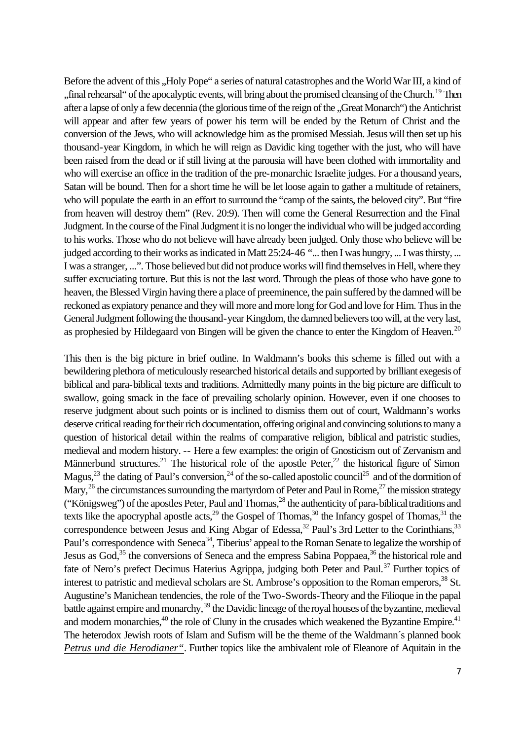Before the advent of this „Holy Pope" a series of natural catastrophes and the World War III, a kind of „final rehearsal" of the apocalyptic events, will bring about the promised cleansing of the Church.[19] Then after a lapse of only a few decennia (the glorious time of the reign of the „Great Monarch") the Antichrist will appear and after few years of power his term will be ended by the Return of Christ and the conversion of the Jews, who will acknowledge him as the promised Messiah. Jesus will then set up his thousand-year Kingdom, in which he will reign as Davidic king together with the just, who will have been raised from the dead or if still living at the parousia will have been clothed with immortality and who will exercise an office in the tradition of the pre-monarchic Israelite judges. For a thousand years, Satan will be bound. Then for a short time he will be let loose again to gather a multitude of retainers, who will populate the earth in an effort to surround the "camp of the saints, the beloved city". But "fire from heaven will destroy them" (Rev. 20:9). Then will come the General Resurrection and the Final Judgment. In the course of the Final Judgment it is no longer the individual who will be judged according to his works. Those who do not believe will have already been judged. Only those who believe will be judged according to their works as indicated in Matt 25:24-46 "... then I was hungry, ... I was thirsty, ... I was a stranger, ...". Those believed but did not produce works will find themselves in Hell, where they suffer excruciating torture. But this is not the last word. Through the pleas of those who have gone to heaven, the Blessed Virgin having there a place of preeminence, the pain suffered by the damned will be reckoned as expiatory penance and they will more and more long for God and love for Him. Thus in the General Judgment following the thousand-year Kingdom, the damned believers too will, at the very last, as prophesied by Hildegaard von Bingen will be given the chance to enter the Kingdom of Heaven.[20]

This then is the big picture in brief outline. In Waldmann's books this scheme is filled out with a bewildering plethora of meticulously researched historical details and supported by brilliant exegesis of biblical and para-biblical texts and traditions. Admittedly many points in the big picture are difficult to swallow, going smack in the face of prevailing scholarly opinion. However, even if one chooses to reserve judgment about such points or is inclined to dismiss them out of court, Waldmann's works deserve critical reading for their rich documentation, offering original and convincing solutions to many a question of historical detail within the realms of comparative religion, biblical and patristic studies, medieval and modern history. -- Here a few examples: the origin of Gnosticism out of Zervanism and Männerbund structures.[21] The historical role of the apostle Peter,[22] the historical figure of Simon Magus,[23] the dating of Paul's conversion,[24] of the so-called apostolic council[25] and of the dormition of Mary,[26] the circumstances surrounding the martyrdom of Peter and Paul in Rome,[27] the mission strategy ("Königsweg") of the apostles Peter, Paul and Thomas,[28] the authenticity of para-biblical traditions and texts like the apocryphal apostle acts,[29] the Gospel of Thomas,[30] the Infancy gospel of Thomas,[31] the correspondence between Jesus and King Abgar of Edessa,[32] Paul's 3rd Letter to the Corinthians,[33] Paul's correspondence with Seneca[34], Tiberius' appeal to the Roman Senate to legalize the worship of Jesus as God,[35] the conversions of Seneca and the empress Sabina Poppaea,[36] the historical role and fate of Nero's prefect Decimus Haterius Agrippa, judging both Peter and Paul.[37] Further topics of interest to patristic and medieval scholars are St. Ambrose's opposition to the Roman emperors,[38] St. Augustine's Manichean tendencies, the role of the Two-Swords-Theory and the Filioque in the papal battle against empire and monarchy,[39] the Davidic lineage of the royal houses of the byzantine, medieval and modern monarchies,[40] the role of Cluny in the crusades which weakened the Byzantine Empire.[41] The heterodox Jewish roots of Islam and Sufism will be the theme of the Waldmann´s planned book *Petrus und die Herodianer"*. Further topics like the ambivalent role of Eleanore of Aquitain in the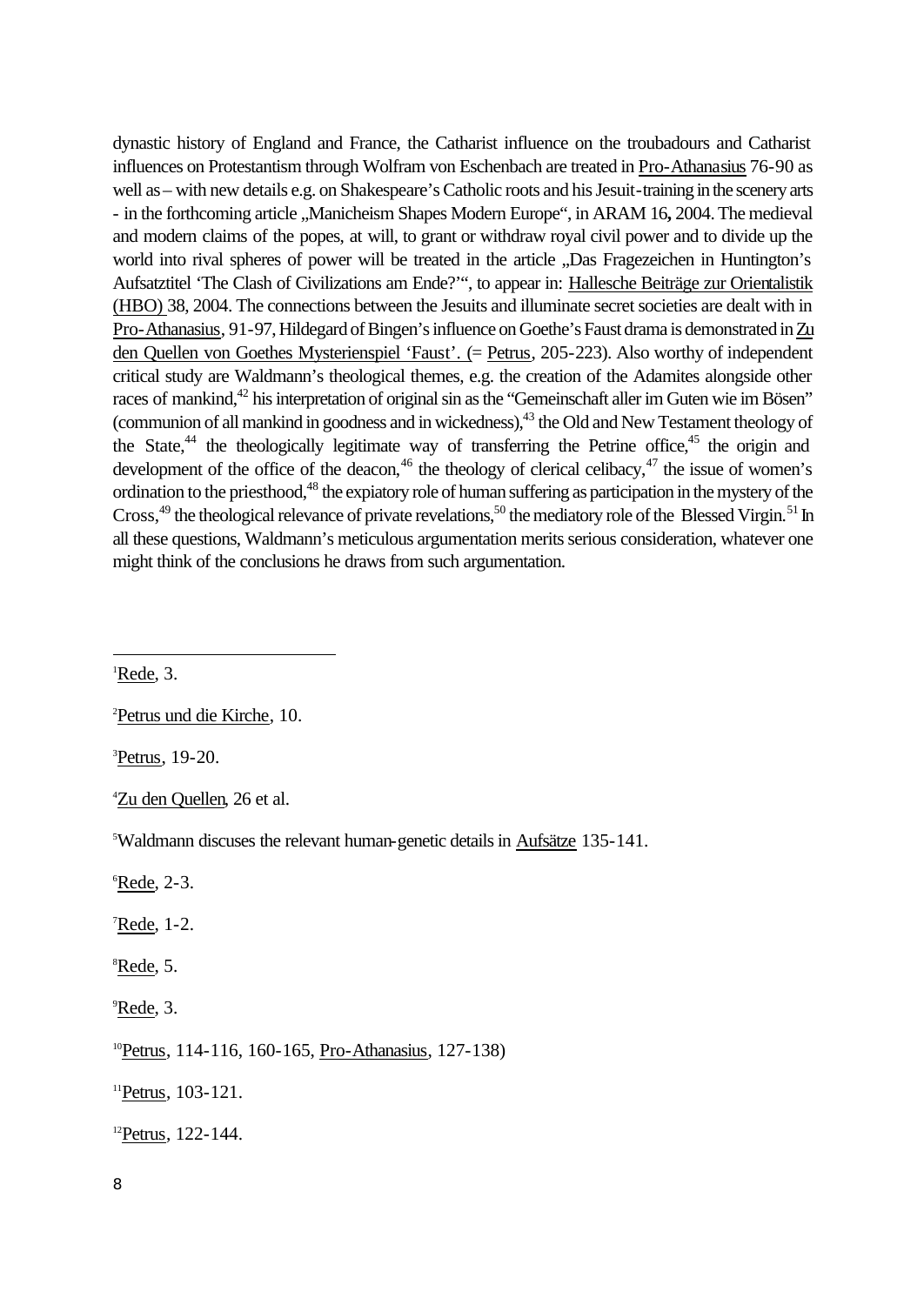dynastic history of England and France, the Catharist influence on the troubadours and Catharist influences on Protestantism through Wolfram von Eschenbach are treated in Pro-Athanasius 76-90 as well as – with new details e.g. on Shakespeare's Catholic roots and his Jesuit-training in the scenery arts - in the forthcoming article „Manicheism Shapes Modern Europe", in ARAM 16**,** 2004. The medieval and modern claims of the popes, at will, to grant or withdraw royal civil power and to divide up the world into rival spheres of power will be treated in the article „Das Fragezeichen in Huntington's Aufsatztitel 'The Clash of Civilizations am Ende?'", to appear in: Hallesche Beiträge zur Orientalistik (HBO) 38, 2004. The connections between the Jesuits and illuminate secret societies are dealt with in Pro-Athanasius, 91-97, Hildegard of Bingen's influence on Goethe's Faust drama is demonstrated in Zu den Quellen von Goethes Mysterienspiel 'Faust'. (= Petrus, 205-223). Also worthy of independent critical study are Waldmann's theological themes, e.g. the creation of the Adamites alongside other races of mankind,[42] his interpretation of original sin as the "Gemeinschaft aller im Guten wie im Bösen" (communion of all mankind in goodness and in wickedness),[43] the Old and New Testament theology of the State,[44] the theologically legitimate way of transferring the Petrine office,[45] the origin and development of the office of the deacon,[46] the theology of clerical celibacy,[47] the issue of women's ordination to the priesthood,[48] the expiatory role of human suffering as participation in the mystery of the Cross,[49] the theological relevance of private revelations,[50] the mediatory role of the Blessed Virgin.[51] In all these questions, Waldmann's meticulous argumentation merits serious consideration, whatever one might think of the conclusions he draws from such argumentation.

---

[1] Rede, 3.

[2] Petrus und die Kirche, 10.

[3] Petrus, 19-20.

[4] Zu den Quellen, 26 et al.

[5] Waldmann discuses the relevant human-genetic details in Aufsätze 135-141.

[6] Rede, 2-3.

[7] Rede, 1-2.

[8] Rede, 5.

[9] Rede, 3.

[10] Petrus, 114-116, 160-165, Pro-Athanasius, 127-138)

[11] Petrus, 103-121.

[12] Petrus, 122-144.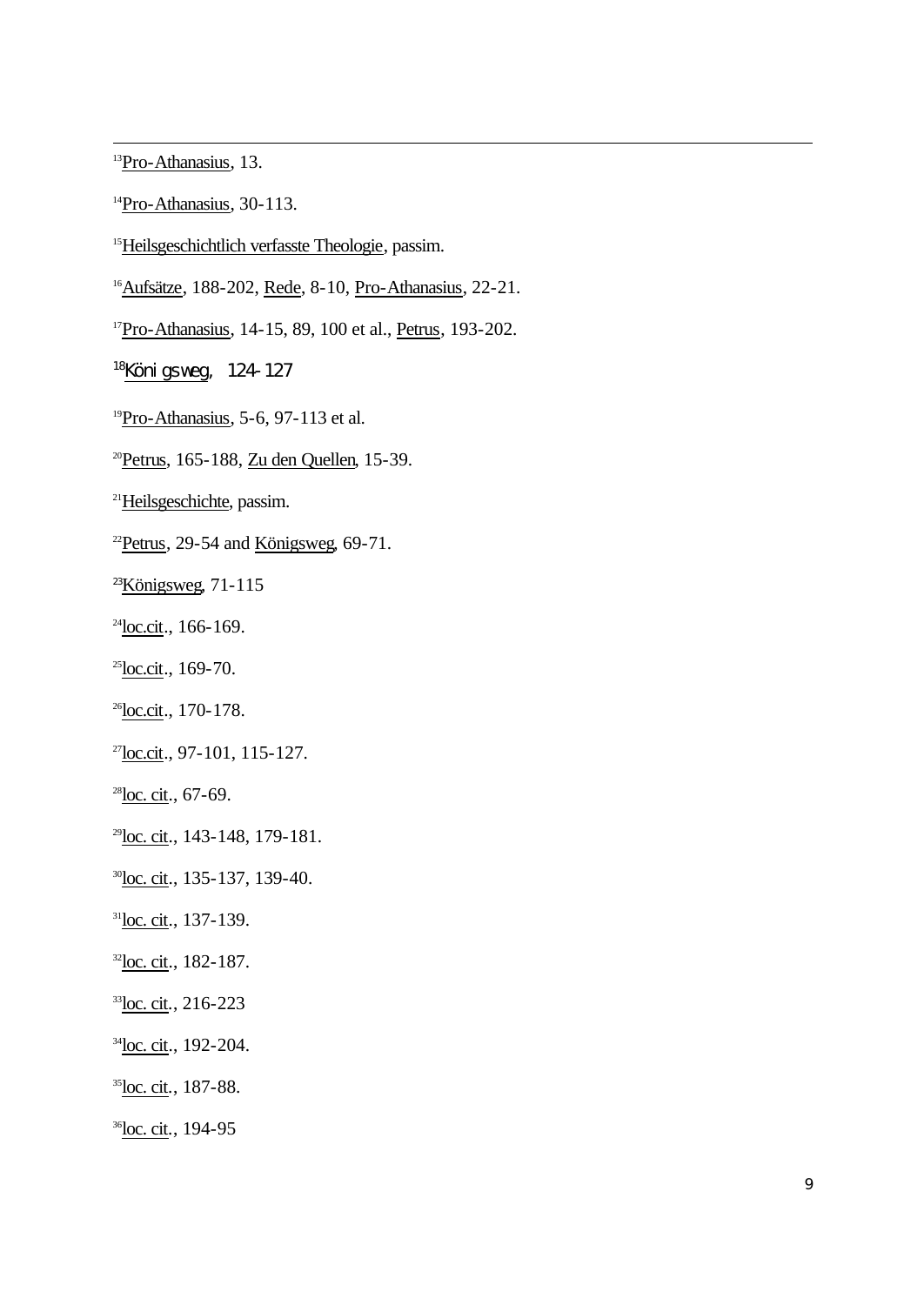[13]Pro-Athanasius, 13.

[14]Pro-Athanasius, 30-113.

[15]Heilsgeschichtlich verfasste Theologie, passim.

[16]Aufsätze, 188-202, Rede, 8-10, Pro-Athanasius, 22-21.

[17]Pro-Athanasius, 14-15, 89, 100 et al., Petrus, 193-202.

[18]Königsweg, 124-127

[19]Pro-Athanasius, 5-6, 97-113 et al.

[20]Petrus, 165-188, Zu den Quellen, 15-39.

[21]Heilsgeschichte, passim.

[22]Petrus, 29-54 and Königsweg, 69-71.

[23]Königsweg, 71-115

[24]loc.cit., 166-169.

[25]loc.cit., 169-70.

[26]loc.cit., 170-178.

[27]loc.cit., 97-101, 115-127.

[28]loc. cit., 67-69.

[29]loc. cit., 143-148, 179-181.

[30]loc. cit., 135-137, 139-40.

[31]loc. cit., 137-139.

[32]loc. cit., 182-187.

[33]loc. cit., 216-223

[34]loc. cit., 192-204.

[35]loc. cit., 187-88.

[36]loc. cit., 194-95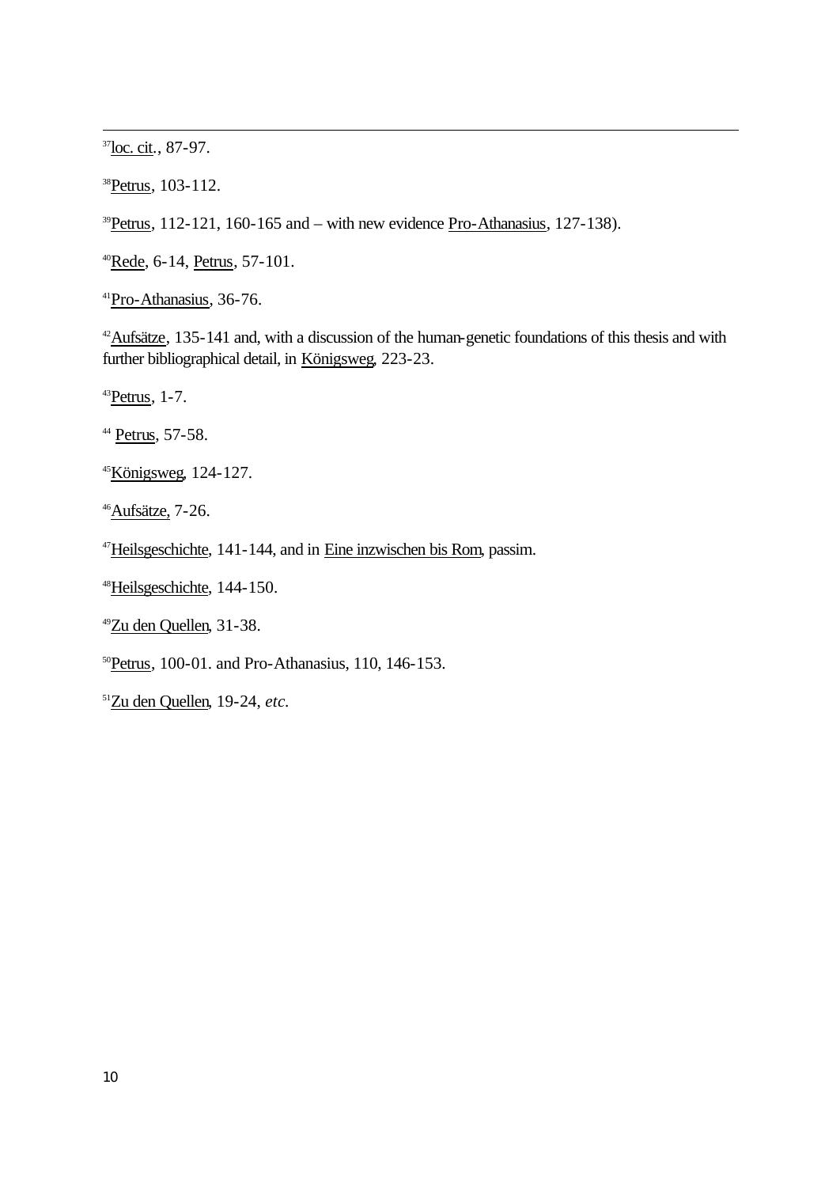[37]loc. cit., 87-97.

[38]Petrus, 103-112.

[39]Petrus, 112-121, 160-165 and – with new evidence Pro-Athanasius, 127-138).

[40]Rede, 6-14, Petrus, 57-101.

[41]Pro-Athanasius, 36-76.

[42]Aufsätze, 135-141 and, with a discussion of the human-genetic foundations of this thesis and with further bibliographical detail, in Königsweg, 223-23.

[43]Petrus, 1-7.

[44] Petrus, 57-58.

[45]Königsweg, 124-127.

[46]Aufsätze, 7-26.

[47]Heilsgeschichte, 141-144, and in Eine inzwischen bis Rom, passim.

[48]Heilsgeschichte, 144-150.

[49]Zu den Quellen, 31-38.

[50]Petrus, 100-01. and Pro-Athanasius, 110, 146-153.

[51]Zu den Quellen, 19-24, *etc*.